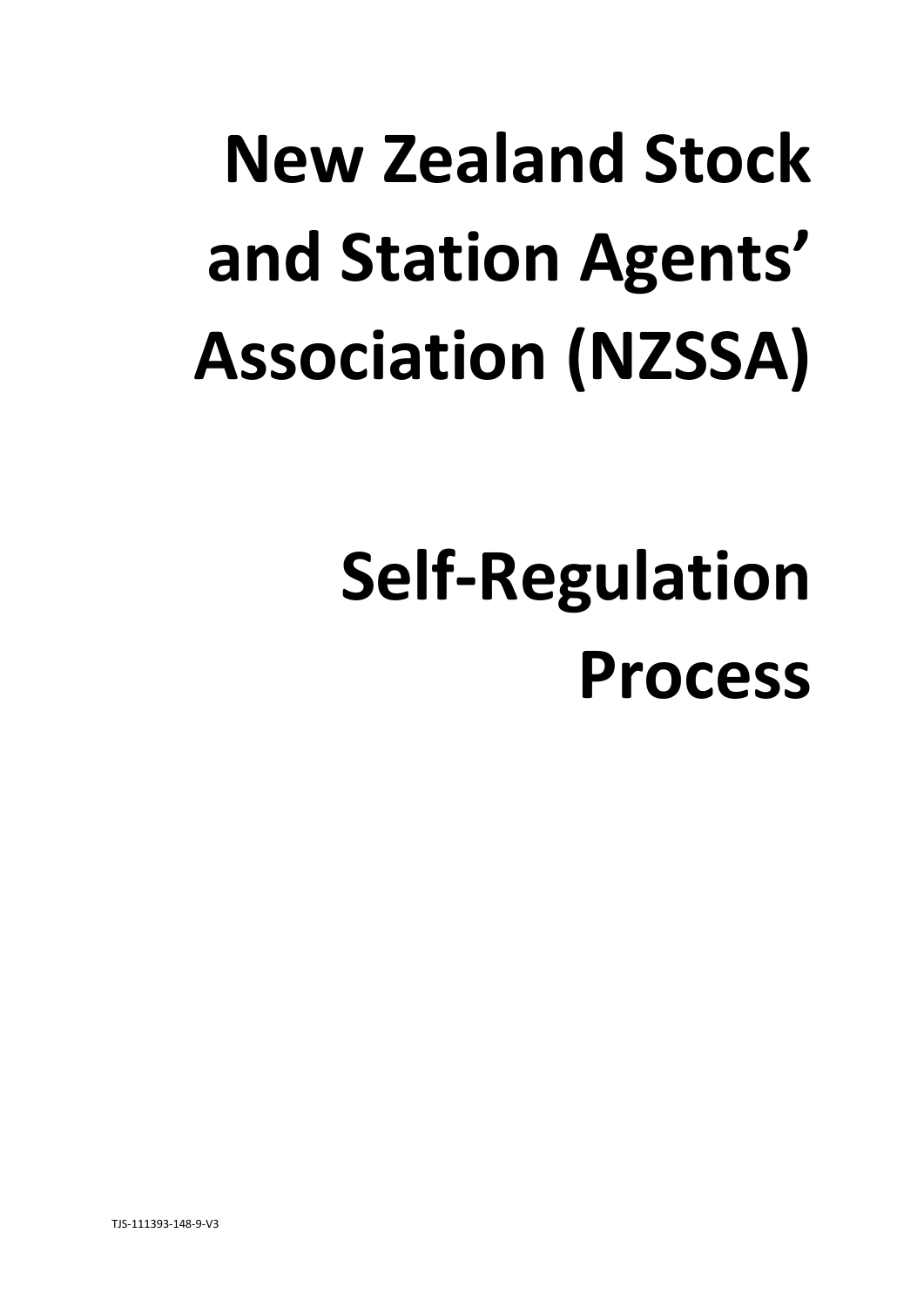# New Zealand Stock and Station Agents' Association (NZSSA)

# Self-Regulation Process

TJS-111393-148-9-V3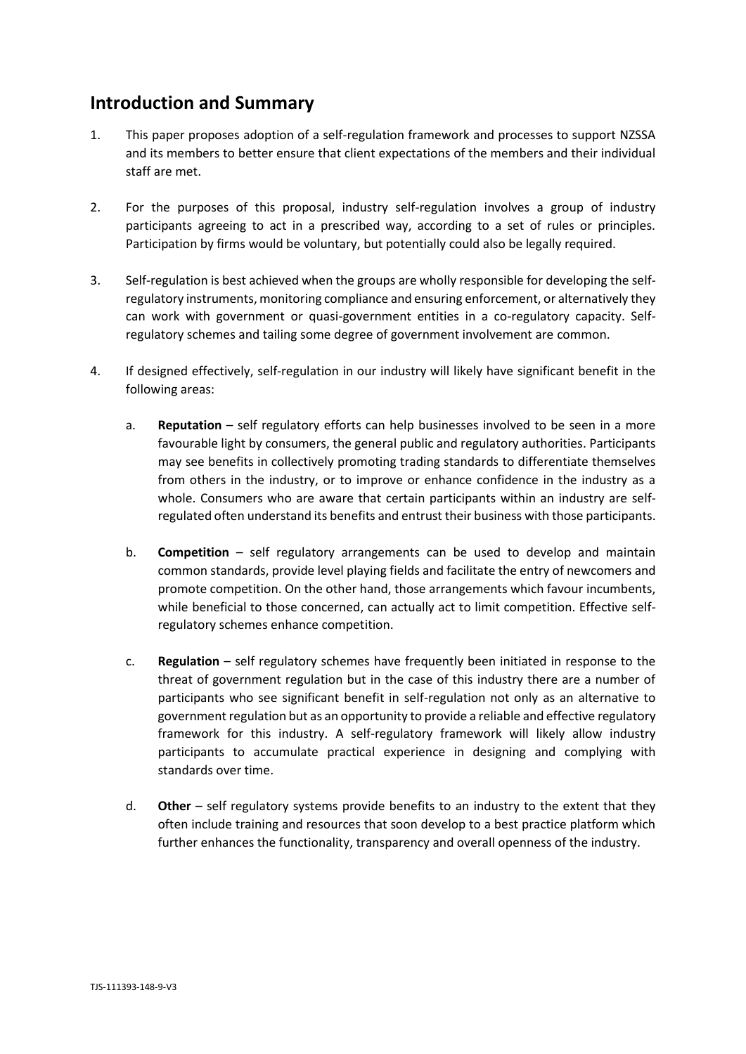## Introduction and Summary

1. This paper proposes adoption of a self-regulation framework and processes to support NZSSA and its members to better ensure that client expectations of the members and their individual staff are met.

2. For the purposes of this proposal, industry self-regulation involves a group of industry participants agreeing to act in a prescribed way, according to a set of rules or principles. Participation by firms would be voluntary, but potentially could also be legally required.

3. Self-regulation is best achieved when the groups are wholly responsible for developing the self-regulatory instruments, monitoring compliance and ensuring enforcement, or alternatively they can work with government or quasi-government entities in a co-regulatory capacity. Self-regulatory schemes and tailing some degree of government involvement are common.

4. If designed effectively, self-regulation in our industry will likely have significant benefit in the following areas:

   a. **Reputation** – self regulatory efforts can help businesses involved to be seen in a more favourable light by consumers, the general public and regulatory authorities. Participants may see benefits in collectively promoting trading standards to differentiate themselves from others in the industry, or to improve or enhance confidence in the industry as a whole. Consumers who are aware that certain participants within an industry are self-regulated often understand its benefits and entrust their business with those participants.

   b. **Competition** – self regulatory arrangements can be used to develop and maintain common standards, provide level playing fields and facilitate the entry of newcomers and promote competition. On the other hand, those arrangements which favour incumbents, while beneficial to those concerned, can actually act to limit competition. Effective self-regulatory schemes enhance competition.

   c. **Regulation** – self regulatory schemes have frequently been initiated in response to the threat of government regulation but in the case of this industry there are a number of participants who see significant benefit in self-regulation not only as an alternative to government regulation but as an opportunity to provide a reliable and effective regulatory framework for this industry. A self-regulatory framework will likely allow industry participants to accumulate practical experience in designing and complying with standards over time.

   d. **Other** – self regulatory systems provide benefits to an industry to the extent that they often include training and resources that soon develop to a best practice platform which further enhances the functionality, transparency and overall openness of the industry.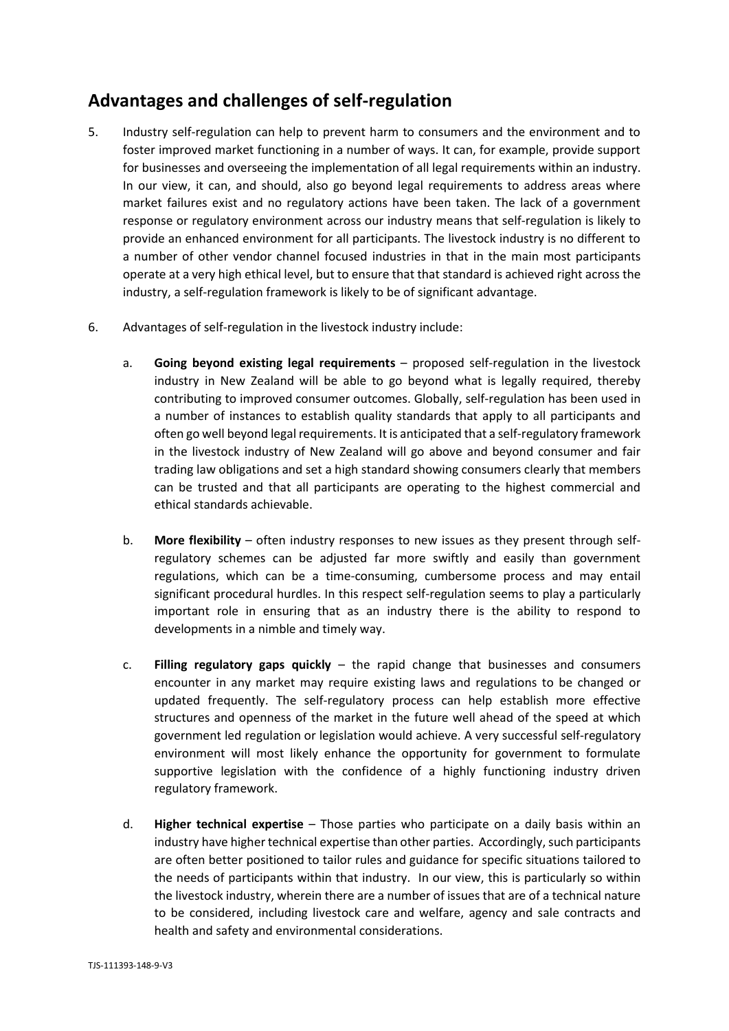## Advantages and challenges of self-regulation

5. Industry self-regulation can help to prevent harm to consumers and the environment and to foster improved market functioning in a number of ways. It can, for example, provide support for businesses and overseeing the implementation of all legal requirements within an industry. In our view, it can, and should, also go beyond legal requirements to address areas where market failures exist and no regulatory actions have been taken. The lack of a government response or regulatory environment across our industry means that self-regulation is likely to provide an enhanced environment for all participants. The livestock industry is no different to a number of other vendor channel focused industries in that in the main most participants operate at a very high ethical level, but to ensure that that standard is achieved right across the industry, a self-regulation framework is likely to be of significant advantage.

6. Advantages of self-regulation in the livestock industry include:

   a. **Going beyond existing legal requirements** – proposed self-regulation in the livestock industry in New Zealand will be able to go beyond what is legally required, thereby contributing to improved consumer outcomes. Globally, self-regulation has been used in a number of instances to establish quality standards that apply to all participants and often go well beyond legal requirements. It is anticipated that a self-regulatory framework in the livestock industry of New Zealand will go above and beyond consumer and fair trading law obligations and set a high standard showing consumers clearly that members can be trusted and that all participants are operating to the highest commercial and ethical standards achievable.

   b. **More flexibility** – often industry responses to new issues as they present through self-regulatory schemes can be adjusted far more swiftly and easily than government regulations, which can be a time-consuming, cumbersome process and may entail significant procedural hurdles. In this respect self-regulation seems to play a particularly important role in ensuring that as an industry there is the ability to respond to developments in a nimble and timely way.

   c. **Filling regulatory gaps quickly** – the rapid change that businesses and consumers encounter in any market may require existing laws and regulations to be changed or updated frequently. The self-regulatory process can help establish more effective structures and openness of the market in the future well ahead of the speed at which government led regulation or legislation would achieve. A very successful self-regulatory environment will most likely enhance the opportunity for government to formulate supportive legislation with the confidence of a highly functioning industry driven regulatory framework.

   d. **Higher technical expertise** – Those parties who participate on a daily basis within an industry have higher technical expertise than other parties. Accordingly, such participants are often better positioned to tailor rules and guidance for specific situations tailored to the needs of participants within that industry. In our view, this is particularly so within the livestock industry, wherein there are a number of issues that are of a technical nature to be considered, including livestock care and welfare, agency and sale contracts and health and safety and environmental considerations.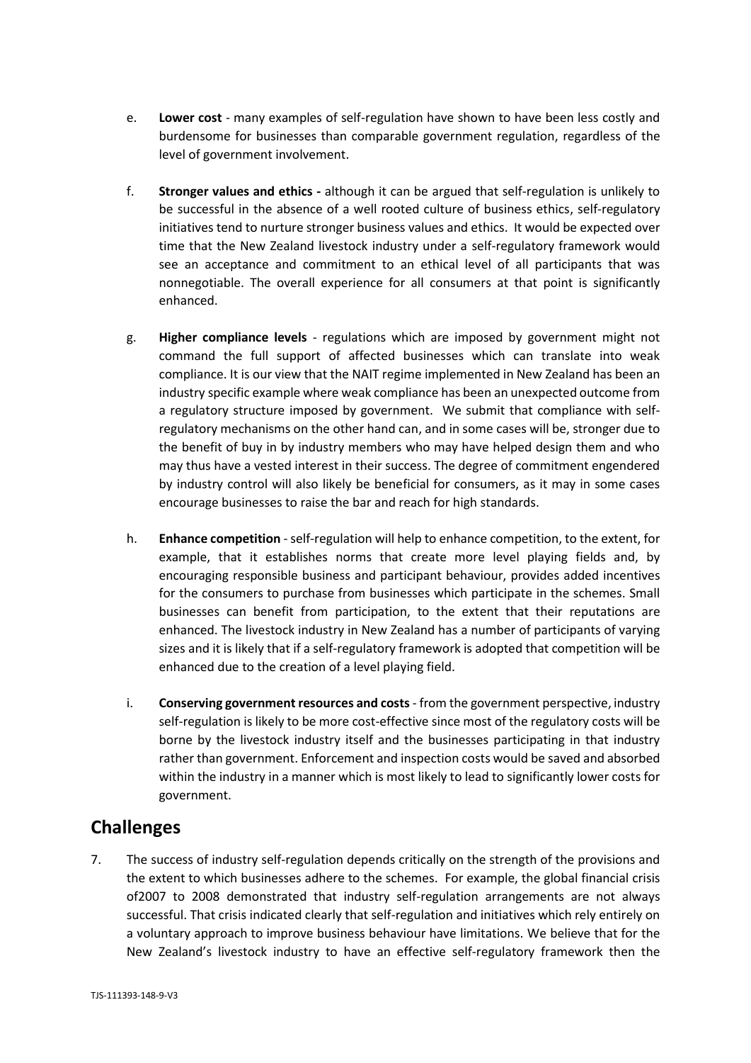e. **Lower cost** - many examples of self-regulation have shown to have been less costly and burdensome for businesses than comparable government regulation, regardless of the level of government involvement.

f. **Stronger values and ethics -** although it can be argued that self-regulation is unlikely to be successful in the absence of a well rooted culture of business ethics, self-regulatory initiatives tend to nurture stronger business values and ethics. It would be expected over time that the New Zealand livestock industry under a self-regulatory framework would see an acceptance and commitment to an ethical level of all participants that was nonnegotiable. The overall experience for all consumers at that point is significantly enhanced.

g. **Higher compliance levels** - regulations which are imposed by government might not command the full support of affected businesses which can translate into weak compliance. It is our view that the NAIT regime implemented in New Zealand has been an industry specific example where weak compliance has been an unexpected outcome from a regulatory structure imposed by government. We submit that compliance with self-regulatory mechanisms on the other hand can, and in some cases will be, stronger due to the benefit of buy in by industry members who may have helped design them and who may thus have a vested interest in their success. The degree of commitment engendered by industry control will also likely be beneficial for consumers, as it may in some cases encourage businesses to raise the bar and reach for high standards.

h. **Enhance competition** - self-regulation will help to enhance competition, to the extent, for example, that it establishes norms that create more level playing fields and, by encouraging responsible business and participant behaviour, provides added incentives for the consumers to purchase from businesses which participate in the schemes. Small businesses can benefit from participation, to the extent that their reputations are enhanced. The livestock industry in New Zealand has a number of participants of varying sizes and it is likely that if a self-regulatory framework is adopted that competition will be enhanced due to the creation of a level playing field.

i. **Conserving government resources and costs** - from the government perspective, industry self-regulation is likely to be more cost-effective since most of the regulatory costs will be borne by the livestock industry itself and the businesses participating in that industry rather than government. Enforcement and inspection costs would be saved and absorbed within the industry in a manner which is most likely to lead to significantly lower costs for government.

## Challenges

7. The success of industry self-regulation depends critically on the strength of the provisions and the extent to which businesses adhere to the schemes. For example, the global financial crisis of2007 to 2008 demonstrated that industry self-regulation arrangements are not always successful. That crisis indicated clearly that self-regulation and initiatives which rely entirely on a voluntary approach to improve business behaviour have limitations. We believe that for the New Zealand's livestock industry to have an effective self-regulatory framework then the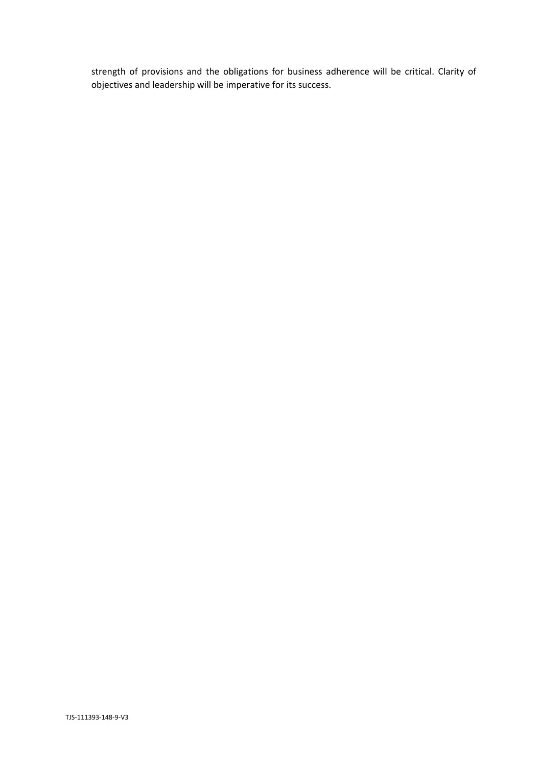strength of provisions and the obligations for business adherence will be critical. Clarity of objectives and leadership will be imperative for its success.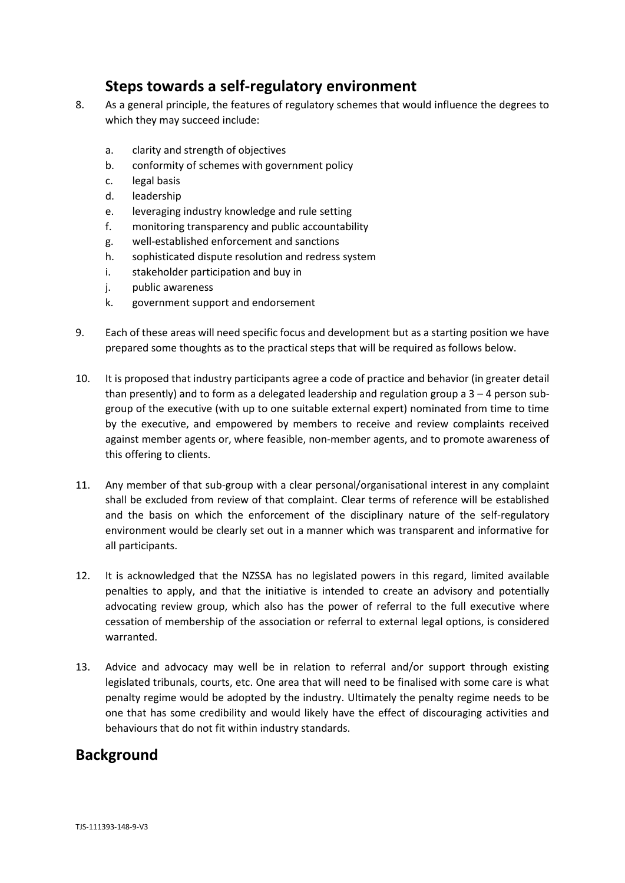## Steps towards a self-regulatory environment

8. As a general principle, the features of regulatory schemes that would influence the degrees to which they may succeed include:

    a. clarity and strength of objectives
    b. conformity of schemes with government policy
    c. legal basis
    d. leadership
    e. leveraging industry knowledge and rule setting
    f. monitoring transparency and public accountability
    g. well-established enforcement and sanctions
    h. sophisticated dispute resolution and redress system
    i. stakeholder participation and buy in
    j. public awareness
    k. government support and endorsement

9. Each of these areas will need specific focus and development but as a starting position we have prepared some thoughts as to the practical steps that will be required as follows below.

10. It is proposed that industry participants agree a code of practice and behavior (in greater detail than presently) and to form as a delegated leadership and regulation group a 3 – 4 person sub-group of the executive (with up to one suitable external expert) nominated from time to time by the executive, and empowered by members to receive and review complaints received against member agents or, where feasible, non-member agents, and to promote awareness of this offering to clients.

11. Any member of that sub-group with a clear personal/organisational interest in any complaint shall be excluded from review of that complaint. Clear terms of reference will be established and the basis on which the enforcement of the disciplinary nature of the self-regulatory environment would be clearly set out in a manner which was transparent and informative for all participants.

12. It is acknowledged that the NZSSA has no legislated powers in this regard, limited available penalties to apply, and that the initiative is intended to create an advisory and potentially advocating review group, which also has the power of referral to the full executive where cessation of membership of the association or referral to external legal options, is considered warranted.

13. Advice and advocacy may well be in relation to referral and/or support through existing legislated tribunals, courts, etc. One area that will need to be finalised with some care is what penalty regime would be adopted by the industry. Ultimately the penalty regime needs to be one that has some credibility and would likely have the effect of discouraging activities and behaviours that do not fit within industry standards.

## Background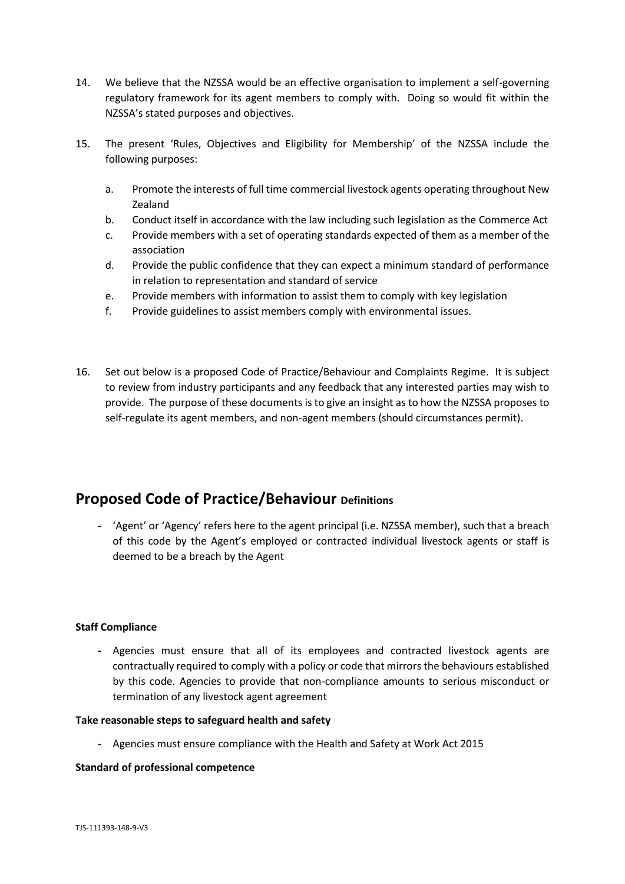14. We believe that the NZSSA would be an effective organisation to implement a self-governing regulatory framework for its agent members to comply with. Doing so would fit within the NZSSA's stated purposes and objectives.

15. The present 'Rules, Objectives and Eligibility for Membership' of the NZSSA include the following purposes:

    a. Promote the interests of full time commercial livestock agents operating throughout New Zealand
    b. Conduct itself in accordance with the law including such legislation as the Commerce Act
    c. Provide members with a set of operating standards expected of them as a member of the association
    d. Provide the public confidence that they can expect a minimum standard of performance in relation to representation and standard of service
    e. Provide members with information to assist them to comply with key legislation
    f. Provide guidelines to assist members comply with environmental issues.

16. Set out below is a proposed Code of Practice/Behaviour and Complaints Regime. It is subject to review from industry participants and any feedback that any interested parties may wish to provide. The purpose of these documents is to give an insight as to how the NZSSA proposes to self-regulate its agent members, and non-agent members (should circumstances permit).

## Proposed Code of Practice/Behaviour Definitions

- 'Agent' or 'Agency' refers here to the agent principal (i.e. NZSSA member), such that a breach of this code by the Agent's employed or contracted individual livestock agents or staff is deemed to be a breach by the Agent

**Staff Compliance**

- Agencies must ensure that all of its employees and contracted livestock agents are contractually required to comply with a policy or code that mirrors the behaviours established by this code. Agencies to provide that non-compliance amounts to serious misconduct or termination of any livestock agent agreement

**Take reasonable steps to safeguard health and safety**

- Agencies must ensure compliance with the Health and Safety at Work Act 2015

**Standard of professional competence**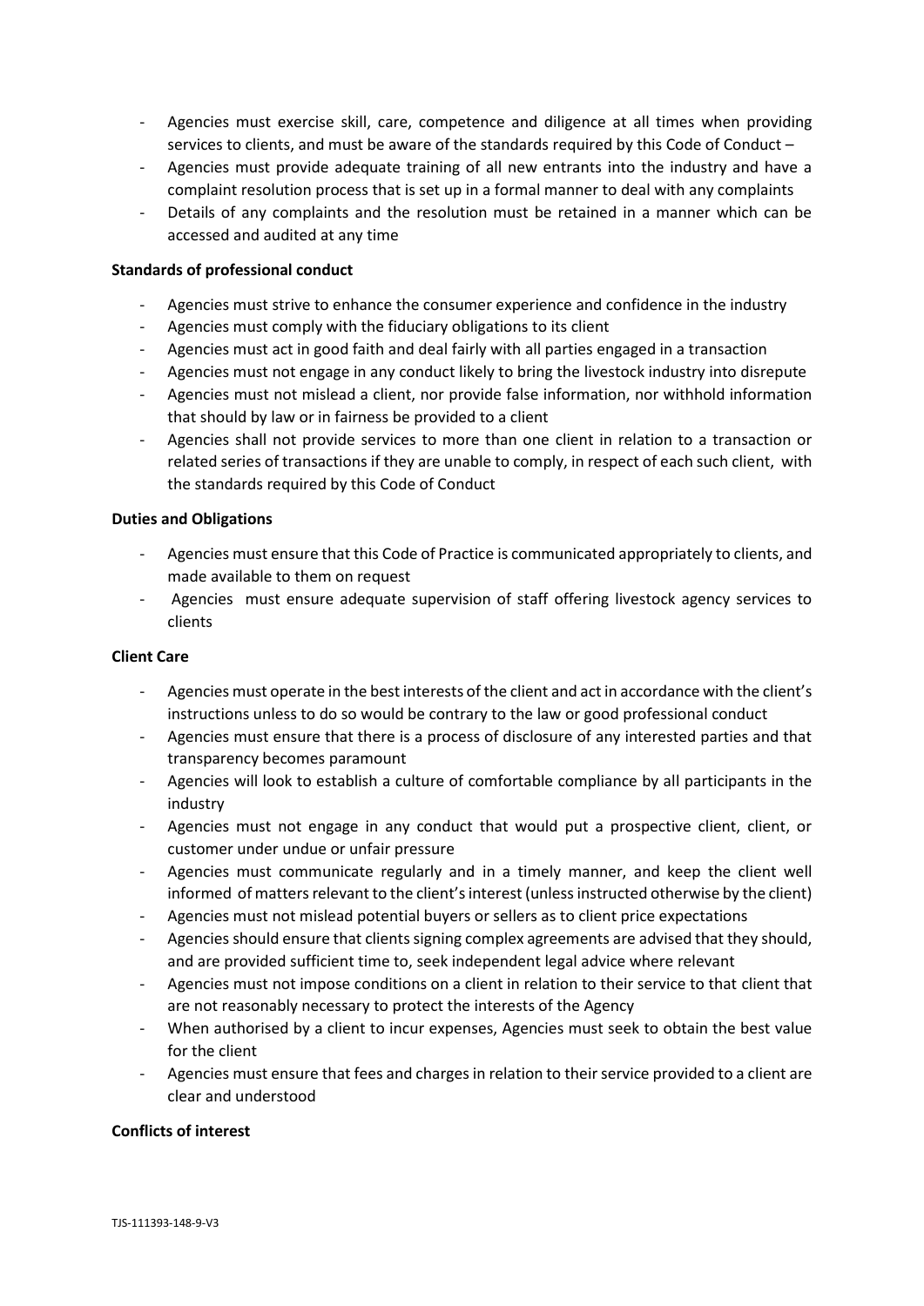- Agencies must exercise skill, care, competence and diligence at all times when providing services to clients, and must be aware of the standards required by this Code of Conduct –
- Agencies must provide adequate training of all new entrants into the industry and have a complaint resolution process that is set up in a formal manner to deal with any complaints
- Details of any complaints and the resolution must be retained in a manner which can be accessed and audited at any time

**Standards of professional conduct**

- Agencies must strive to enhance the consumer experience and confidence in the industry
- Agencies must comply with the fiduciary obligations to its client
- Agencies must act in good faith and deal fairly with all parties engaged in a transaction
- Agencies must not engage in any conduct likely to bring the livestock industry into disrepute
- Agencies must not mislead a client, nor provide false information, nor withhold information that should by law or in fairness be provided to a client
- Agencies shall not provide services to more than one client in relation to a transaction or related series of transactions if they are unable to comply, in respect of each such client, with the standards required by this Code of Conduct

**Duties and Obligations**

- Agencies must ensure that this Code of Practice is communicated appropriately to clients, and made available to them on request
- Agencies must ensure adequate supervision of staff offering livestock agency services to clients

**Client Care**

- Agencies must operate in the best interests of the client and act in accordance with the client's instructions unless to do so would be contrary to the law or good professional conduct
- Agencies must ensure that there is a process of disclosure of any interested parties and that transparency becomes paramount
- Agencies will look to establish a culture of comfortable compliance by all participants in the industry
- Agencies must not engage in any conduct that would put a prospective client, client, or customer under undue or unfair pressure
- Agencies must communicate regularly and in a timely manner, and keep the client well informed of matters relevant to the client's interest (unless instructed otherwise by the client)
- Agencies must not mislead potential buyers or sellers as to client price expectations
- Agencies should ensure that clients signing complex agreements are advised that they should, and are provided sufficient time to, seek independent legal advice where relevant
- Agencies must not impose conditions on a client in relation to their service to that client that are not reasonably necessary to protect the interests of the Agency
- When authorised by a client to incur expenses, Agencies must seek to obtain the best value for the client
- Agencies must ensure that fees and charges in relation to their service provided to a client are clear and understood

**Conflicts of interest**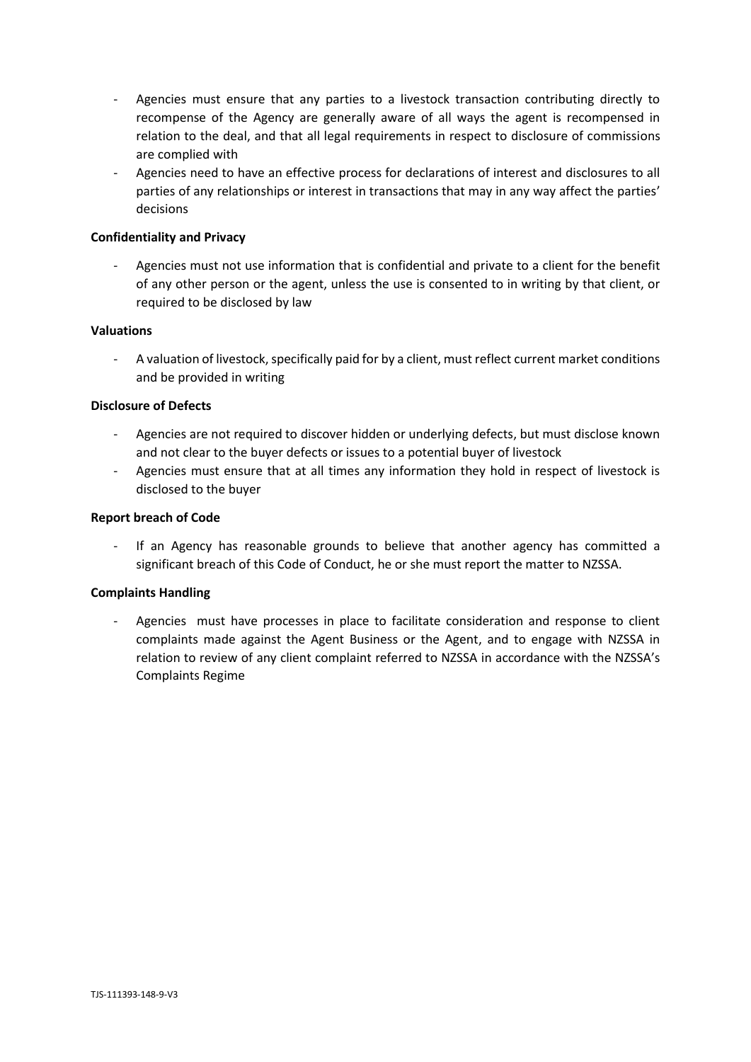- Agencies must ensure that any parties to a livestock transaction contributing directly to recompense of the Agency are generally aware of all ways the agent is recompensed in relation to the deal, and that all legal requirements in respect to disclosure of commissions are complied with
- Agencies need to have an effective process for declarations of interest and disclosures to all parties of any relationships or interest in transactions that may in any way affect the parties' decisions

**Confidentiality and Privacy**

- Agencies must not use information that is confidential and private to a client for the benefit of any other person or the agent, unless the use is consented to in writing by that client, or required to be disclosed by law

**Valuations**

- A valuation of livestock, specifically paid for by a client, must reflect current market conditions and be provided in writing

**Disclosure of Defects**

- Agencies are not required to discover hidden or underlying defects, but must disclose known and not clear to the buyer defects or issues to a potential buyer of livestock
- Agencies must ensure that at all times any information they hold in respect of livestock is disclosed to the buyer

**Report breach of Code**

- If an Agency has reasonable grounds to believe that another agency has committed a significant breach of this Code of Conduct, he or she must report the matter to NZSSA.

**Complaints Handling**

- Agencies must have processes in place to facilitate consideration and response to client complaints made against the Agent Business or the Agent, and to engage with NZSSA in relation to review of any client complaint referred to NZSSA in accordance with the NZSSA's Complaints Regime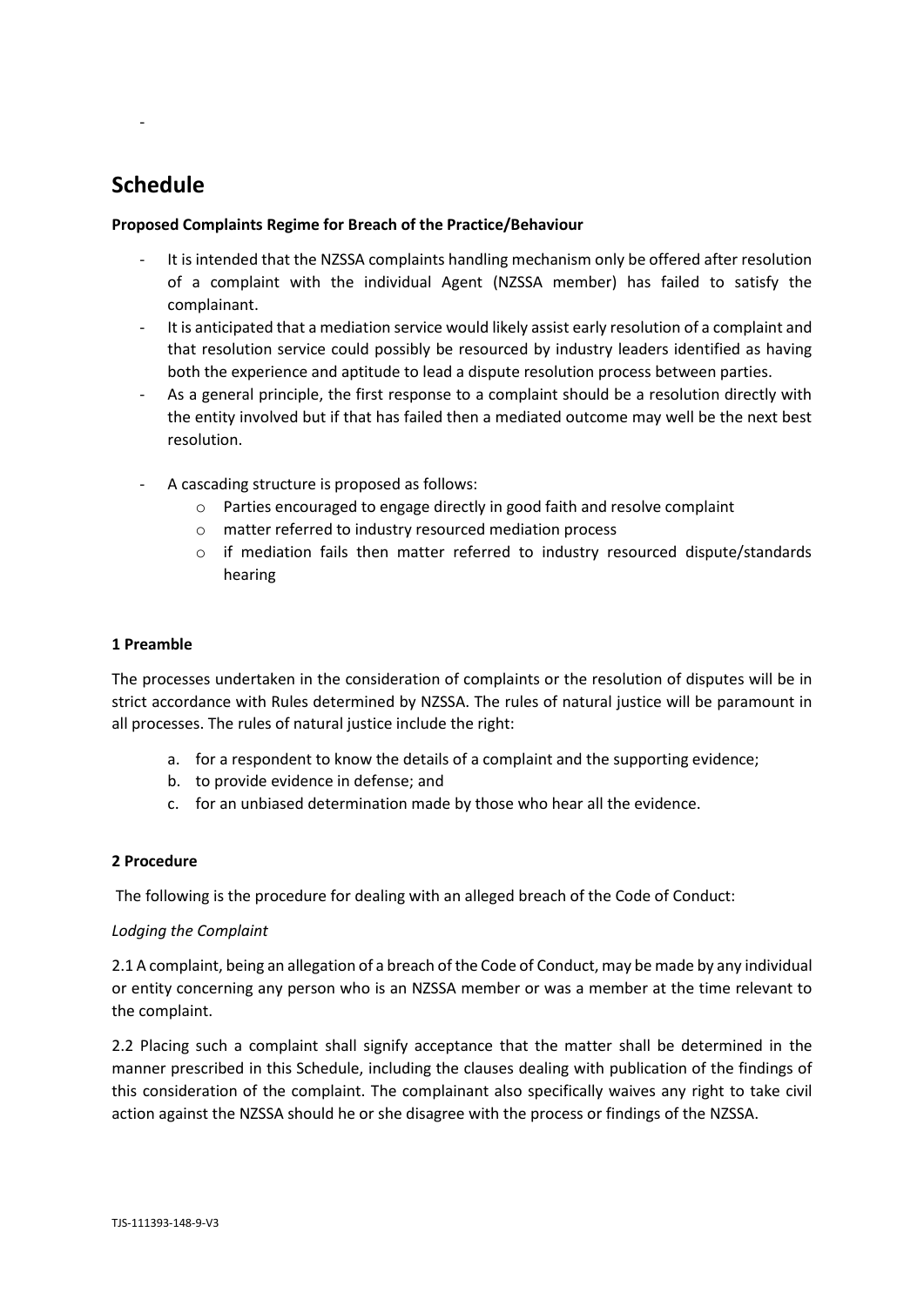-

## Schedule

**Proposed Complaints Regime for Breach of the Practice/Behaviour**

- It is intended that the NZSSA complaints handling mechanism only be offered after resolution of a complaint with the individual Agent (NZSSA member) has failed to satisfy the complainant.
- It is anticipated that a mediation service would likely assist early resolution of a complaint and that resolution service could possibly be resourced by industry leaders identified as having both the experience and aptitude to lead a dispute resolution process between parties.
- As a general principle, the first response to a complaint should be a resolution directly with the entity involved but if that has failed then a mediated outcome may well be the next best resolution.

- A cascading structure is proposed as follows:
  - Parties encouraged to engage directly in good faith and resolve complaint
  - matter referred to industry resourced mediation process
  - if mediation fails then matter referred to industry resourced dispute/standards hearing

**1 Preamble**

The processes undertaken in the consideration of complaints or the resolution of disputes will be in strict accordance with Rules determined by NZSSA. The rules of natural justice will be paramount in all processes. The rules of natural justice include the right:

a. for a respondent to know the details of a complaint and the supporting evidence;
b. to provide evidence in defense; and
c. for an unbiased determination made by those who hear all the evidence.

**2 Procedure**

The following is the procedure for dealing with an alleged breach of the Code of Conduct:

*Lodging the Complaint*

2.1 A complaint, being an allegation of a breach of the Code of Conduct, may be made by any individual or entity concerning any person who is an NZSSA member or was a member at the time relevant to the complaint.

2.2 Placing such a complaint shall signify acceptance that the matter shall be determined in the manner prescribed in this Schedule, including the clauses dealing with publication of the findings of this consideration of the complaint. The complainant also specifically waives any right to take civil action against the NZSSA should he or she disagree with the process or findings of the NZSSA.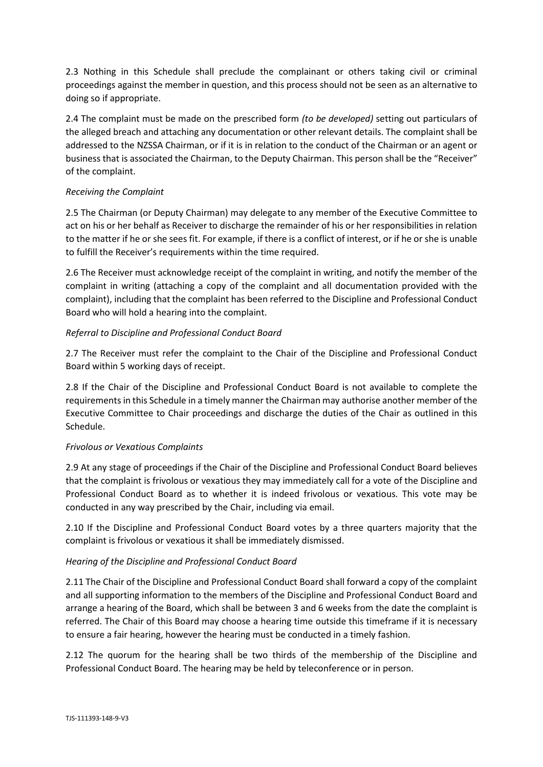2.3 Nothing in this Schedule shall preclude the complainant or others taking civil or criminal proceedings against the member in question, and this process should not be seen as an alternative to doing so if appropriate.

2.4 The complaint must be made on the prescribed form *(to be developed)* setting out particulars of the alleged breach and attaching any documentation or other relevant details. The complaint shall be addressed to the NZSSA Chairman, or if it is in relation to the conduct of the Chairman or an agent or business that is associated the Chairman, to the Deputy Chairman. This person shall be the "Receiver" of the complaint.

*Receiving the Complaint*

2.5 The Chairman (or Deputy Chairman) may delegate to any member of the Executive Committee to act on his or her behalf as Receiver to discharge the remainder of his or her responsibilities in relation to the matter if he or she sees fit. For example, if there is a conflict of interest, or if he or she is unable to fulfill the Receiver's requirements within the time required.

2.6 The Receiver must acknowledge receipt of the complaint in writing, and notify the member of the complaint in writing (attaching a copy of the complaint and all documentation provided with the complaint), including that the complaint has been referred to the Discipline and Professional Conduct Board who will hold a hearing into the complaint.

*Referral to Discipline and Professional Conduct Board*

2.7 The Receiver must refer the complaint to the Chair of the Discipline and Professional Conduct Board within 5 working days of receipt.

2.8 If the Chair of the Discipline and Professional Conduct Board is not available to complete the requirements in this Schedule in a timely manner the Chairman may authorise another member of the Executive Committee to Chair proceedings and discharge the duties of the Chair as outlined in this Schedule.

*Frivolous or Vexatious Complaints*

2.9 At any stage of proceedings if the Chair of the Discipline and Professional Conduct Board believes that the complaint is frivolous or vexatious they may immediately call for a vote of the Discipline and Professional Conduct Board as to whether it is indeed frivolous or vexatious. This vote may be conducted in any way prescribed by the Chair, including via email.

2.10 If the Discipline and Professional Conduct Board votes by a three quarters majority that the complaint is frivolous or vexatious it shall be immediately dismissed.

*Hearing of the Discipline and Professional Conduct Board*

2.11 The Chair of the Discipline and Professional Conduct Board shall forward a copy of the complaint and all supporting information to the members of the Discipline and Professional Conduct Board and arrange a hearing of the Board, which shall be between 3 and 6 weeks from the date the complaint is referred. The Chair of this Board may choose a hearing time outside this timeframe if it is necessary to ensure a fair hearing, however the hearing must be conducted in a timely fashion.

2.12 The quorum for the hearing shall be two thirds of the membership of the Discipline and Professional Conduct Board. The hearing may be held by teleconference or in person.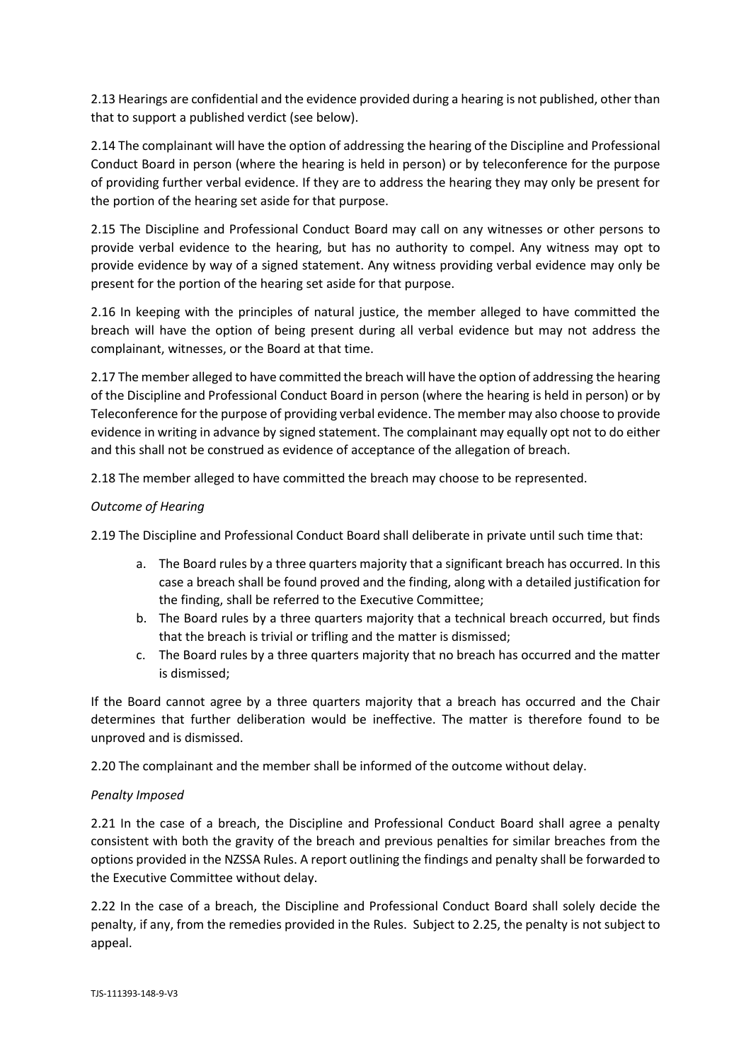2.13 Hearings are confidential and the evidence provided during a hearing is not published, other than that to support a published verdict (see below).

2.14 The complainant will have the option of addressing the hearing of the Discipline and Professional Conduct Board in person (where the hearing is held in person) or by teleconference for the purpose of providing further verbal evidence. If they are to address the hearing they may only be present for the portion of the hearing set aside for that purpose.

2.15 The Discipline and Professional Conduct Board may call on any witnesses or other persons to provide verbal evidence to the hearing, but has no authority to compel. Any witness may opt to provide evidence by way of a signed statement. Any witness providing verbal evidence may only be present for the portion of the hearing set aside for that purpose.

2.16 In keeping with the principles of natural justice, the member alleged to have committed the breach will have the option of being present during all verbal evidence but may not address the complainant, witnesses, or the Board at that time.

2.17 The member alleged to have committed the breach will have the option of addressing the hearing of the Discipline and Professional Conduct Board in person (where the hearing is held in person) or by Teleconference for the purpose of providing verbal evidence. The member may also choose to provide evidence in writing in advance by signed statement. The complainant may equally opt not to do either and this shall not be construed as evidence of acceptance of the allegation of breach.

2.18 The member alleged to have committed the breach may choose to be represented.

*Outcome of Hearing*

2.19 The Discipline and Professional Conduct Board shall deliberate in private until such time that:

a. The Board rules by a three quarters majority that a significant breach has occurred. In this case a breach shall be found proved and the finding, along with a detailed justification for the finding, shall be referred to the Executive Committee;
b. The Board rules by a three quarters majority that a technical breach occurred, but finds that the breach is trivial or trifling and the matter is dismissed;
c. The Board rules by a three quarters majority that no breach has occurred and the matter is dismissed;

If the Board cannot agree by a three quarters majority that a breach has occurred and the Chair determines that further deliberation would be ineffective. The matter is therefore found to be unproved and is dismissed.

2.20 The complainant and the member shall be informed of the outcome without delay.

*Penalty Imposed*

2.21 In the case of a breach, the Discipline and Professional Conduct Board shall agree a penalty consistent with both the gravity of the breach and previous penalties for similar breaches from the options provided in the NZSSA Rules. A report outlining the findings and penalty shall be forwarded to the Executive Committee without delay.

2.22 In the case of a breach, the Discipline and Professional Conduct Board shall solely decide the penalty, if any, from the remedies provided in the Rules. Subject to 2.25, the penalty is not subject to appeal.

TJS-111393-148-9-V3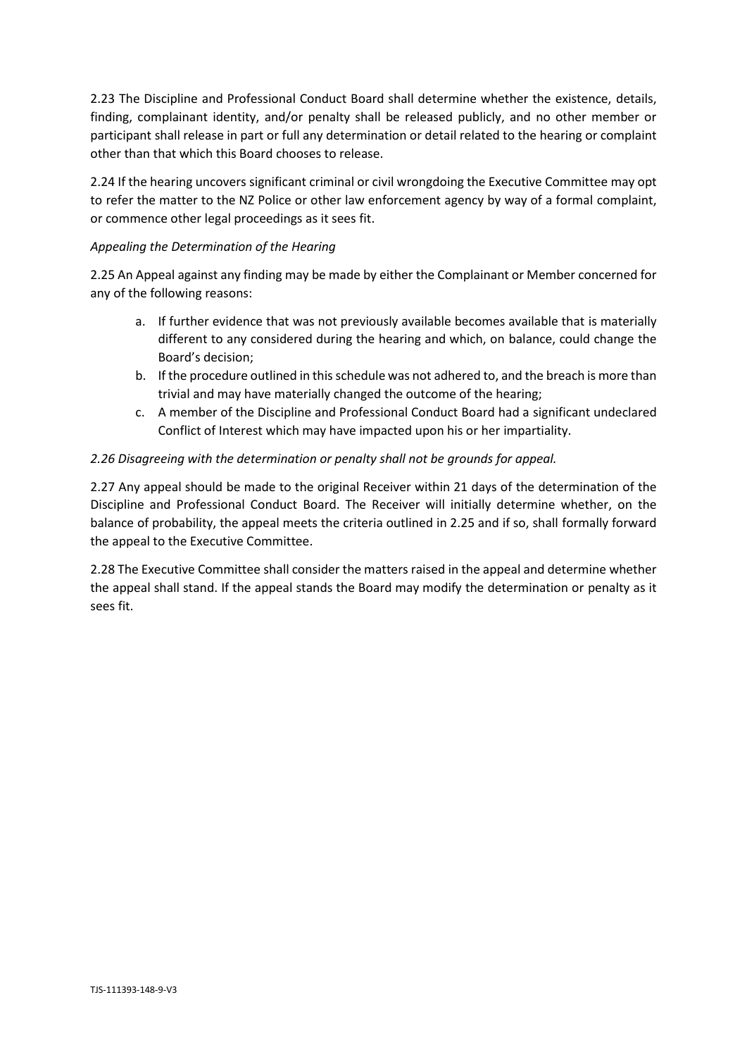2.23 The Discipline and Professional Conduct Board shall determine whether the existence, details, finding, complainant identity, and/or penalty shall be released publicly, and no other member or participant shall release in part or full any determination or detail related to the hearing or complaint other than that which this Board chooses to release.

2.24 If the hearing uncovers significant criminal or civil wrongdoing the Executive Committee may opt to refer the matter to the NZ Police or other law enforcement agency by way of a formal complaint, or commence other legal proceedings as it sees fit.

*Appealing the Determination of the Hearing*

2.25 An Appeal against any finding may be made by either the Complainant or Member concerned for any of the following reasons:

a. If further evidence that was not previously available becomes available that is materially different to any considered during the hearing and which, on balance, could change the Board's decision;
b. If the procedure outlined in this schedule was not adhered to, and the breach is more than trivial and may have materially changed the outcome of the hearing;
c. A member of the Discipline and Professional Conduct Board had a significant undeclared Conflict of Interest which may have impacted upon his or her impartiality.

*2.26 Disagreeing with the determination or penalty shall not be grounds for appeal.*

2.27 Any appeal should be made to the original Receiver within 21 days of the determination of the Discipline and Professional Conduct Board. The Receiver will initially determine whether, on the balance of probability, the appeal meets the criteria outlined in 2.25 and if so, shall formally forward the appeal to the Executive Committee.

2.28 The Executive Committee shall consider the matters raised in the appeal and determine whether the appeal shall stand. If the appeal stands the Board may modify the determination or penalty as it sees fit.

TJS-111393-148-9-V3